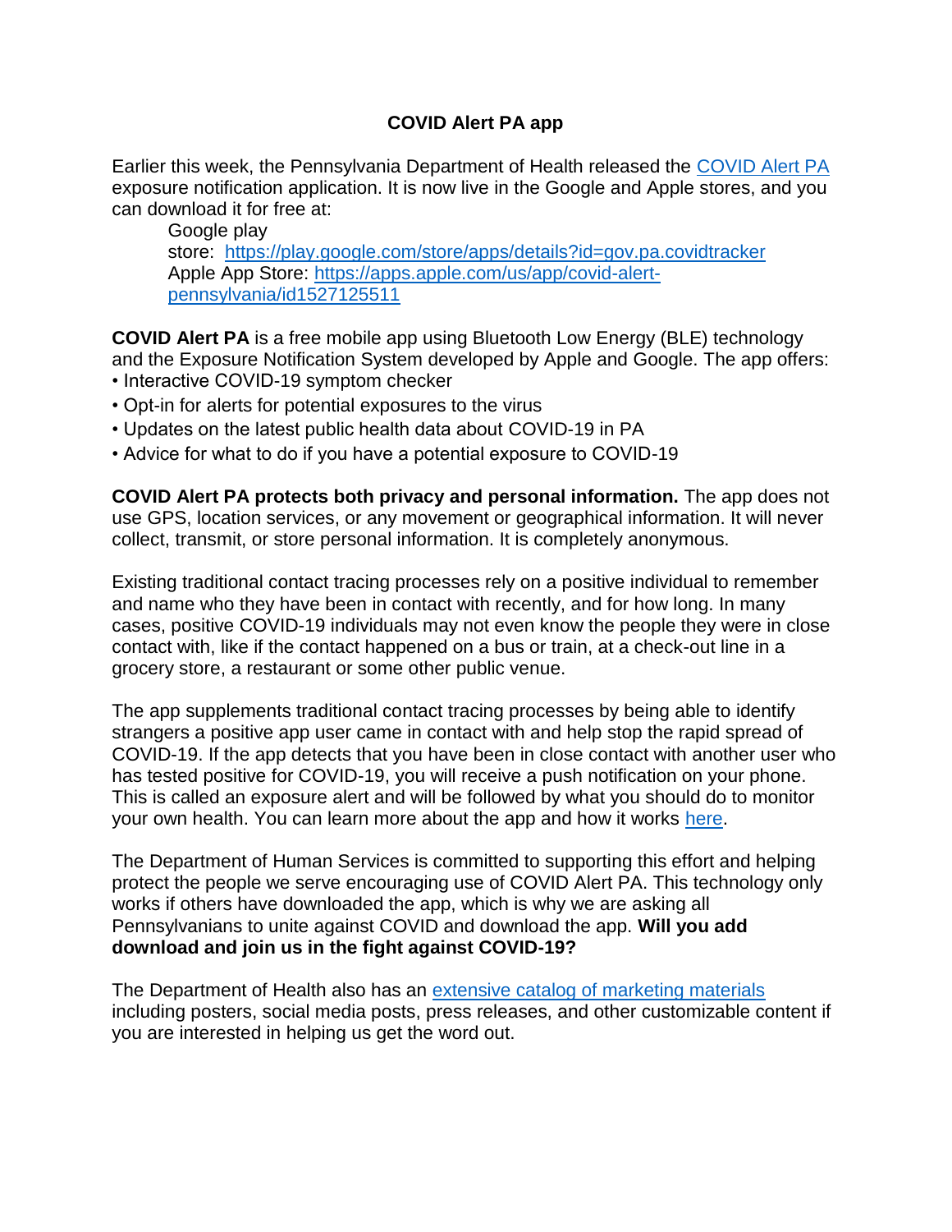# COVID Alert PA app

Earlier this week, the Pennsylvania Department of Health released the [COVID Alert PA](#) exposure notification application. It is now live in the Google and Apple stores, and you can download it for free at:

> Google play store: https://play.google.com/store/apps/details?id=gov.pa.covidtracker
> Apple App Store: https://apps.apple.com/us/app/covid-alert-pennsylvania/id1527125511

**COVID Alert PA** is a free mobile app using Bluetooth Low Energy (BLE) technology and the Exposure Notification System developed by Apple and Google. The app offers:

- Interactive COVID-19 symptom checker
- Opt-in for alerts for potential exposures to the virus
- Updates on the latest public health data about COVID-19 in PA
- Advice for what to do if you have a potential exposure to COVID-19

**COVID Alert PA protects both privacy and personal information.** The app does not use GPS, location services, or any movement or geographical information. It will never collect, transmit, or store personal information. It is completely anonymous.

Existing traditional contact tracing processes rely on a positive individual to remember and name who they have been in contact with recently, and for how long. In many cases, positive COVID-19 individuals may not even know the people they were in close contact with, like if the contact happened on a bus or train, at a check-out line in a grocery store, a restaurant or some other public venue.

The app supplements traditional contact tracing processes by being able to identify strangers a positive app user came in contact with and help stop the rapid spread of COVID-19. If the app detects that you have been in close contact with another user who has tested positive for COVID-19, you will receive a push notification on your phone. This is called an exposure alert and will be followed by what you should do to monitor your own health. You can learn more about the app and how it works [here](#).

The Department of Human Services is committed to supporting this effort and helping protect the people we serve encouraging use of COVID Alert PA. This technology only works if others have downloaded the app, which is why we are asking all Pennsylvanians to unite against COVID and download the app. **Will you add download and join us in the fight against COVID-19?**

The Department of Health also has an [extensive catalog of marketing materials](#) including posters, social media posts, press releases, and other customizable content if you are interested in helping us get the word out.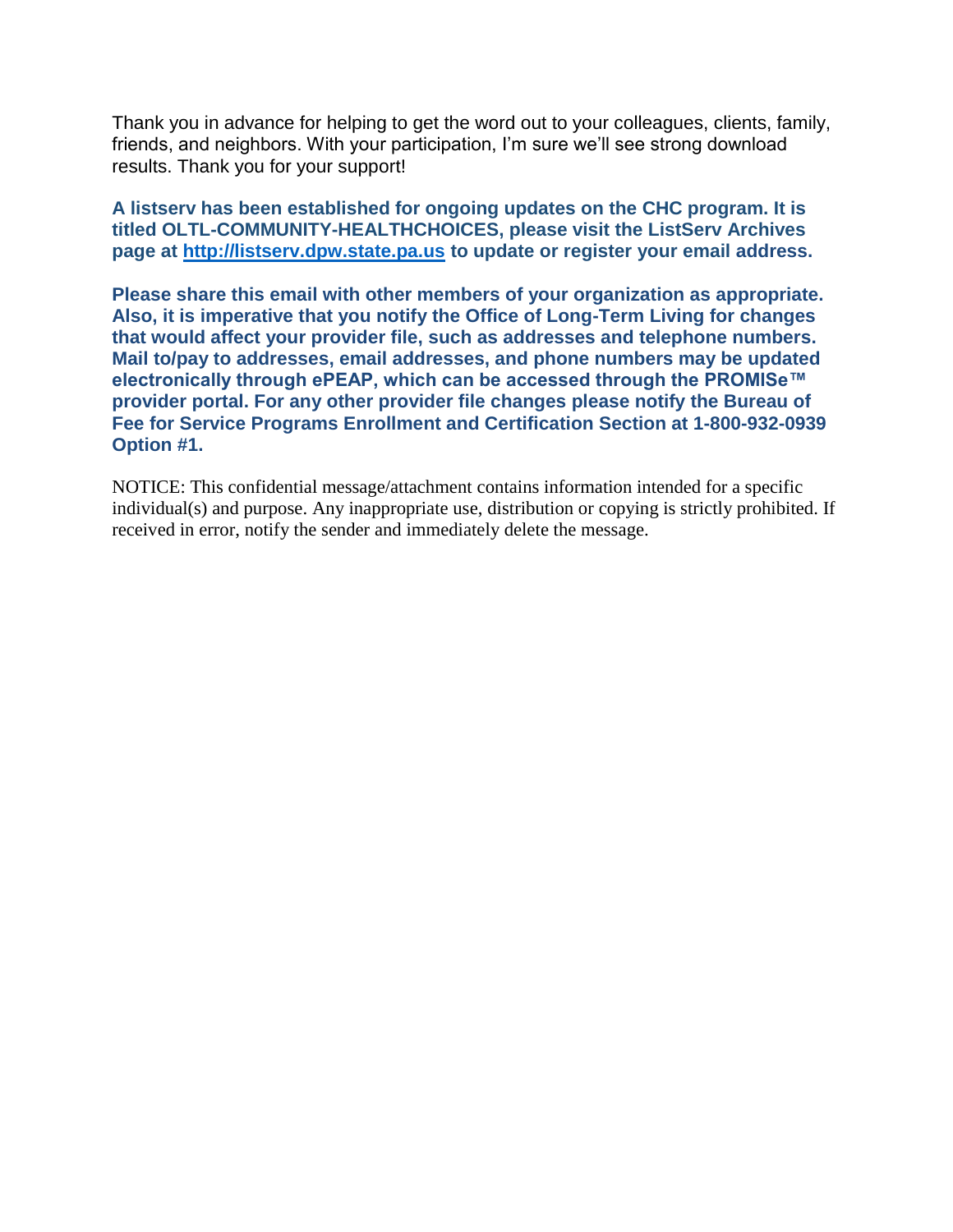Thank you in advance for helping to get the word out to your colleagues, clients, family, friends, and neighbors. With your participation, I'm sure we'll see strong download results. Thank you for your support!

**A listserv has been established for ongoing updates on the CHC program. It is titled OLTL-COMMUNITY-HEALTHCHOICES, please visit the ListServ Archives page at [http://listserv.dpw.state.pa.us](http://listserv.dpw.state.pa.us) to update or register your email address.**

**Please share this email with other members of your organization as appropriate. Also, it is imperative that you notify the Office of Long-Term Living for changes that would affect your provider file, such as addresses and telephone numbers. Mail to/pay to addresses, email addresses, and phone numbers may be updated electronically through ePEAP, which can be accessed through the PROMISe™ provider portal. For any other provider file changes please notify the Bureau of Fee for Service Programs Enrollment and Certification Section at 1-800-932-0939 Option #1.**

NOTICE: This confidential message/attachment contains information intended for a specific individual(s) and purpose. Any inappropriate use, distribution or copying is strictly prohibited. If received in error, notify the sender and immediately delete the message.